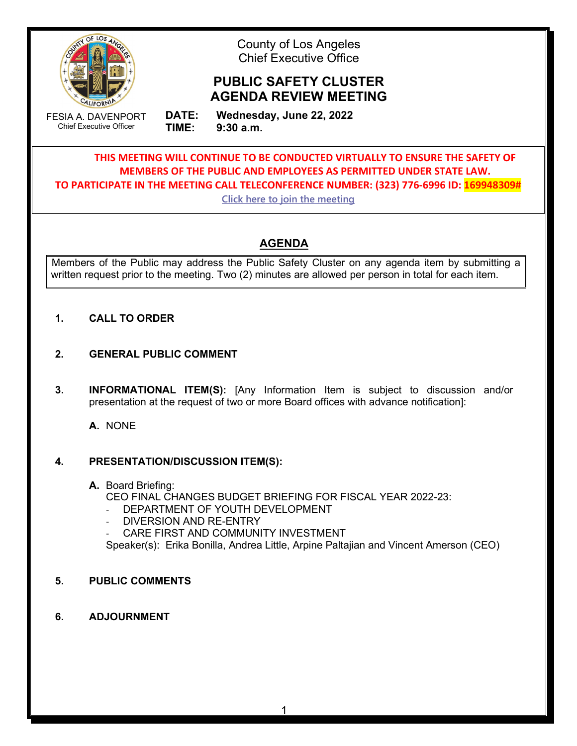County of Los Angeles
Chief Executive Office

# PUBLIC SAFETY CLUSTER AGENDA REVIEW MEETING

FESIA A. DAVENPORT
Chief Executive Officer

**DATE:** **Wednesday, June 22, 2022**
**TIME:** **9:30 a.m.**

**THIS MEETING WILL CONTINUE TO BE CONDUCTED VIRTUALLY TO ENSURE THE SAFETY OF MEMBERS OF THE PUBLIC AND EMPLOYEES AS PERMITTED UNDER STATE LAW.**
**TO PARTICIPATE IN THE MEETING CALL TELECONFERENCE NUMBER: (323) 776-6996 ID: 169948309#**

Click here to join the meeting

## AGENDA

Members of the Public may address the Public Safety Cluster on any agenda item by submitting a written request prior to the meeting. Two (2) minutes are allowed per person in total for each item.

**1. CALL TO ORDER**

**2. GENERAL PUBLIC COMMENT**

**3. INFORMATIONAL ITEM(S):** [Any Information Item is subject to discussion and/or presentation at the request of two or more Board offices with advance notification]:

**A.** NONE

**4. PRESENTATION/DISCUSSION ITEM(S):**

**A.** Board Briefing:
CEO FINAL CHANGES BUDGET BRIEFING FOR FISCAL YEAR 2022-23:
- DEPARTMENT OF YOUTH DEVELOPMENT
- DIVERSION AND RE-ENTRY
- CARE FIRST AND COMMUNITY INVESTMENT

Speaker(s): Erika Bonilla, Andrea Little, Arpine Paltajian and Vincent Amerson (CEO)

**5. PUBLIC COMMENTS**

**6. ADJOURNMENT**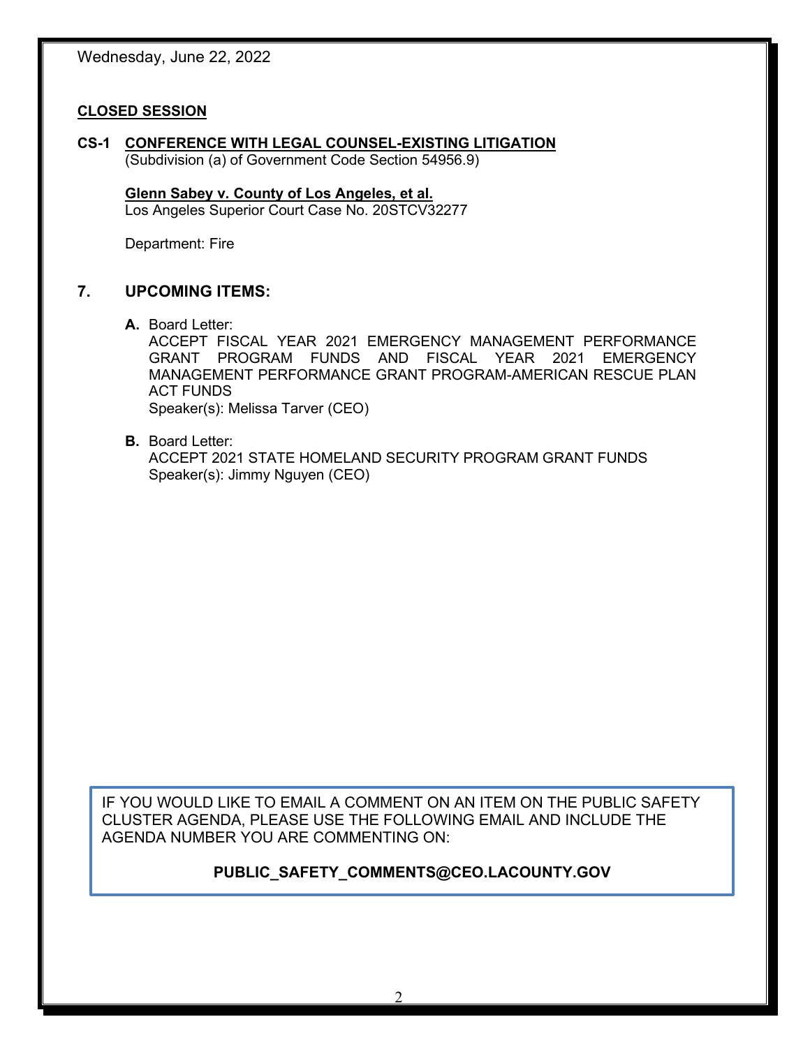Wednesday, June 22, 2022

**CLOSED SESSION**

**CS-1 CONFERENCE WITH LEGAL COUNSEL-EXISTING LITIGATION**
(Subdivision (a) of Government Code Section 54956.9)

**Glenn Sabey v. County of Los Angeles, et al.**
Los Angeles Superior Court Case No. 20STCV32277

Department: Fire

## 7. UPCOMING ITEMS:

**A.** Board Letter:
ACCEPT FISCAL YEAR 2021 EMERGENCY MANAGEMENT PERFORMANCE GRANT PROGRAM FUNDS AND FISCAL YEAR 2021 EMERGENCY MANAGEMENT PERFORMANCE GRANT PROGRAM-AMERICAN RESCUE PLAN ACT FUNDS
Speaker(s): Melissa Tarver (CEO)

**B.** Board Letter:
ACCEPT 2021 STATE HOMELAND SECURITY PROGRAM GRANT FUNDS
Speaker(s): Jimmy Nguyen (CEO)

IF YOU WOULD LIKE TO EMAIL A COMMENT ON AN ITEM ON THE PUBLIC SAFETY CLUSTER AGENDA, PLEASE USE THE FOLLOWING EMAIL AND INCLUDE THE AGENDA NUMBER YOU ARE COMMENTING ON:

**PUBLIC_SAFETY_COMMENTS@CEO.LACOUNTY.GOV**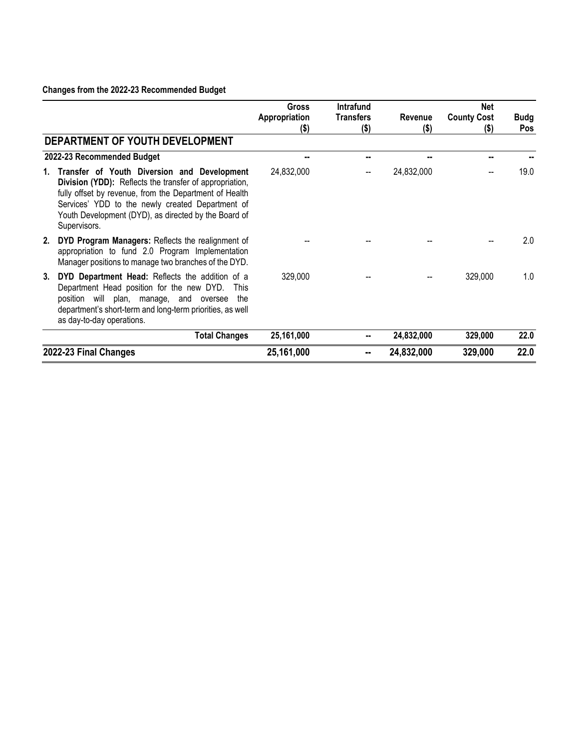**Changes from the 2022-23 Recommended Budget**

| | Gross Appropriation ($) | Intrafund Transfers ($) | Revenue ($) | Net County Cost ($) | Budg Pos |
|---|---|---|---|---|---|
| **DEPARTMENT OF YOUTH DEVELOPMENT** | | | | | |
| **2022-23 Recommended Budget** | **--** | **--** | **--** | **--** | **--** |
| **1. Transfer of Youth Diversion and Development Division (YDD):** Reflects the transfer of appropriation, fully offset by revenue, from the Department of Health Services' YDD to the newly created Department of Youth Development (DYD), as directed by the Board of Supervisors. | 24,832,000 | -- | 24,832,000 | -- | 19.0 |
| **2. DYD Program Managers:** Reflects the realignment of appropriation to fund 2.0 Program Implementation Manager positions to manage two branches of the DYD. | -- | -- | -- | -- | 2.0 |
| **3. DYD Department Head:** Reflects the addition of a Department Head position for the new DYD. This position will plan, manage, and oversee the department's short-term and long-term priorities, as well as day-to-day operations. | 329,000 | -- | -- | 329,000 | 1.0 |
| **Total Changes** | **25,161,000** | **--** | **24,832,000** | **329,000** | **22.0** |
| **2022-23 Final Changes** | **25,161,000** | **--** | **24,832,000** | **329,000** | **22.0** |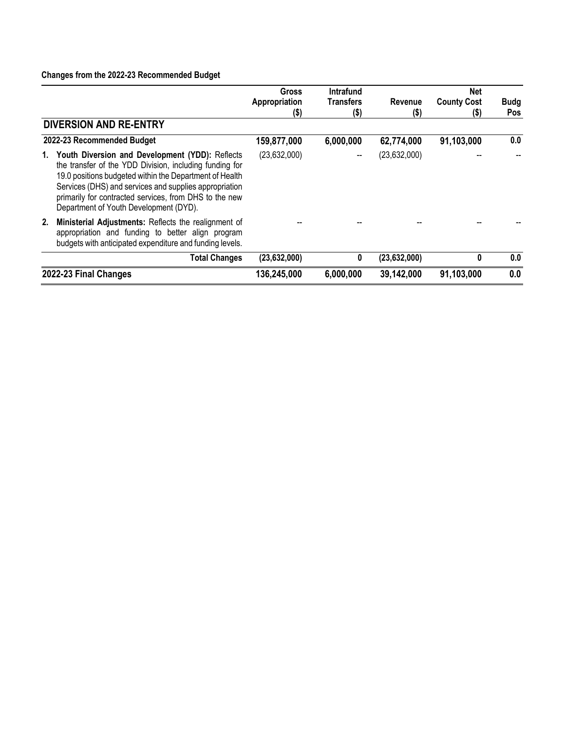**Changes from the 2022-23 Recommended Budget**

| | Gross Appropriation ($) | Intrafund Transfers ($) | Revenue ($) | Net County Cost ($) | Budg Pos |
|---|---|---|---|---|---|
| **DIVERSION AND RE-ENTRY** | | | | | |
| **2022-23 Recommended Budget** | **159,877,000** | **6,000,000** | **62,774,000** | **91,103,000** | **0.0** |
| 1. **Youth Diversion and Development (YDD):** Reflects the transfer of the YDD Division, including funding for 19.0 positions budgeted within the Department of Health Services (DHS) and services and supplies appropriation primarily for contracted services, from DHS to the new Department of Youth Development (DYD). | (23,632,000) | -- | (23,632,000) | -- | -- |
| 2. **Ministerial Adjustments:** Reflects the realignment of appropriation and funding to better align program budgets with anticipated expenditure and funding levels. | -- | -- | -- | -- | -- |
| **Total Changes** | **(23,632,000)** | **0** | **(23,632,000)** | **0** | **0.0** |
| **2022-23 Final Changes** | **136,245,000** | **6,000,000** | **39,142,000** | **91,103,000** | **0.0** |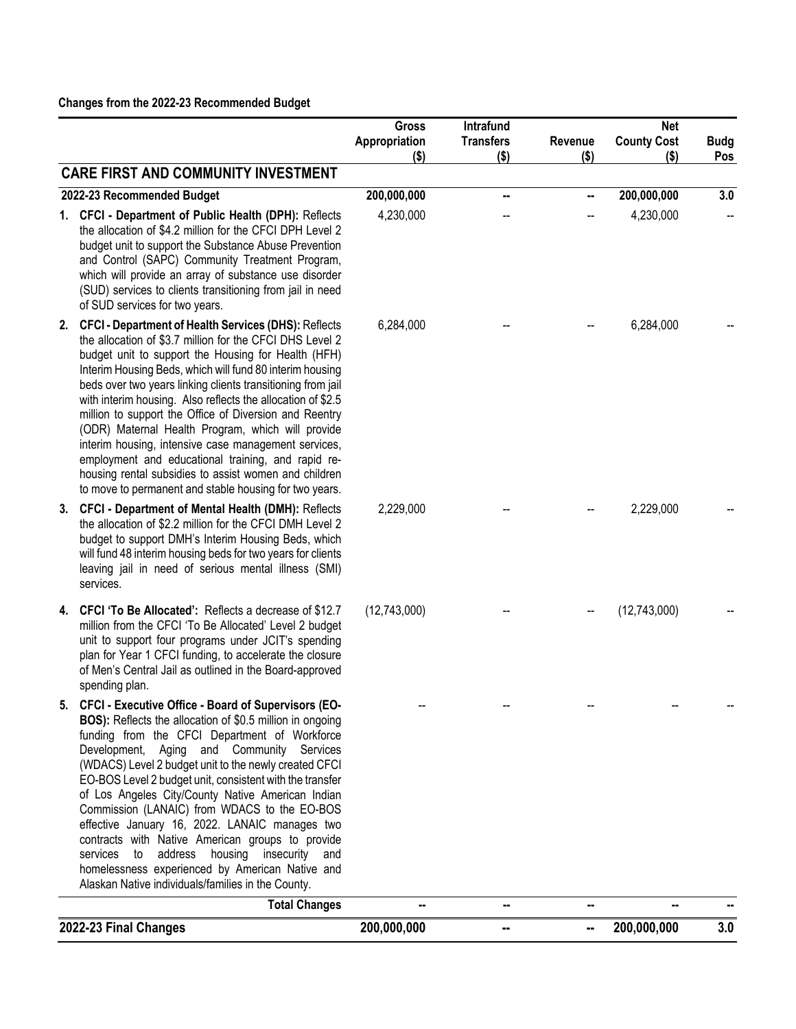**Changes from the 2022-23 Recommended Budget**

| | Gross Appropriation ($) | Intrafund Transfers ($) | Revenue ($) | Net County Cost ($) | Budg Pos |
|---|---|---|---|---|---|
| **CARE FIRST AND COMMUNITY INVESTMENT** | | | | | |
| **2022-23 Recommended Budget** | **200,000,000** | **--** | **--** | **200,000,000** | **3.0** |
| 1. **CFCI - Department of Public Health (DPH):** Reflects the allocation of $4.2 million for the CFCI DPH Level 2 budget unit to support the Substance Abuse Prevention and Control (SAPC) Community Treatment Program, which will provide an array of substance use disorder (SUD) services to clients transitioning from jail in need of SUD services for two years. | 4,230,000 | -- | -- | 4,230,000 | -- |
| 2. **CFCI - Department of Health Services (DHS):** Reflects the allocation of $3.7 million for the CFCI DHS Level 2 budget unit to support the Housing for Health (HFH) Interim Housing Beds, which will fund 80 interim housing beds over two years linking clients transitioning from jail with interim housing. Also reflects the allocation of $2.5 million to support the Office of Diversion and Reentry (ODR) Maternal Health Program, which will provide interim housing, intensive case management services, employment and educational training, and rapid re-housing rental subsidies to assist women and children to move to permanent and stable housing for two years. | 6,284,000 | -- | -- | 6,284,000 | -- |
| 3. **CFCI - Department of Mental Health (DMH):** Reflects the allocation of $2.2 million for the CFCI DMH Level 2 budget to support DMH's Interim Housing Beds, which will fund 48 interim housing beds for two years for clients leaving jail in need of serious mental illness (SMI) services. | 2,229,000 | -- | -- | 2,229,000 | -- |
| 4. **CFCI 'To Be Allocated':** Reflects a decrease of $12.7 million from the CFCI 'To Be Allocated' Level 2 budget unit to support four programs under JCIT's spending plan for Year 1 CFCI funding, to accelerate the closure of Men's Central Jail as outlined in the Board-approved spending plan. | (12,743,000) | -- | -- | (12,743,000) | -- |
| 5. **CFCI - Executive Office - Board of Supervisors (EO-BOS):** Reflects the allocation of $0.5 million in ongoing funding from the CFCI Department of Workforce Development, Aging and Community Services (WDACS) Level 2 budget unit to the newly created CFCI EO-BOS Level 2 budget unit, consistent with the transfer of Los Angeles City/County Native American Indian Commission (LANAIC) from WDACS to the EO-BOS effective January 16, 2022. LANAIC manages two contracts with Native American groups to provide services to address housing insecurity and homelessness experienced by American Native and Alaskan Native individuals/families in the County. | -- | -- | -- | -- | -- |
| **Total Changes** | **--** | **--** | **--** | **--** | **--** |
| **2022-23 Final Changes** | **200,000,000** | **--** | **--** | **200,000,000** | **3.0** |